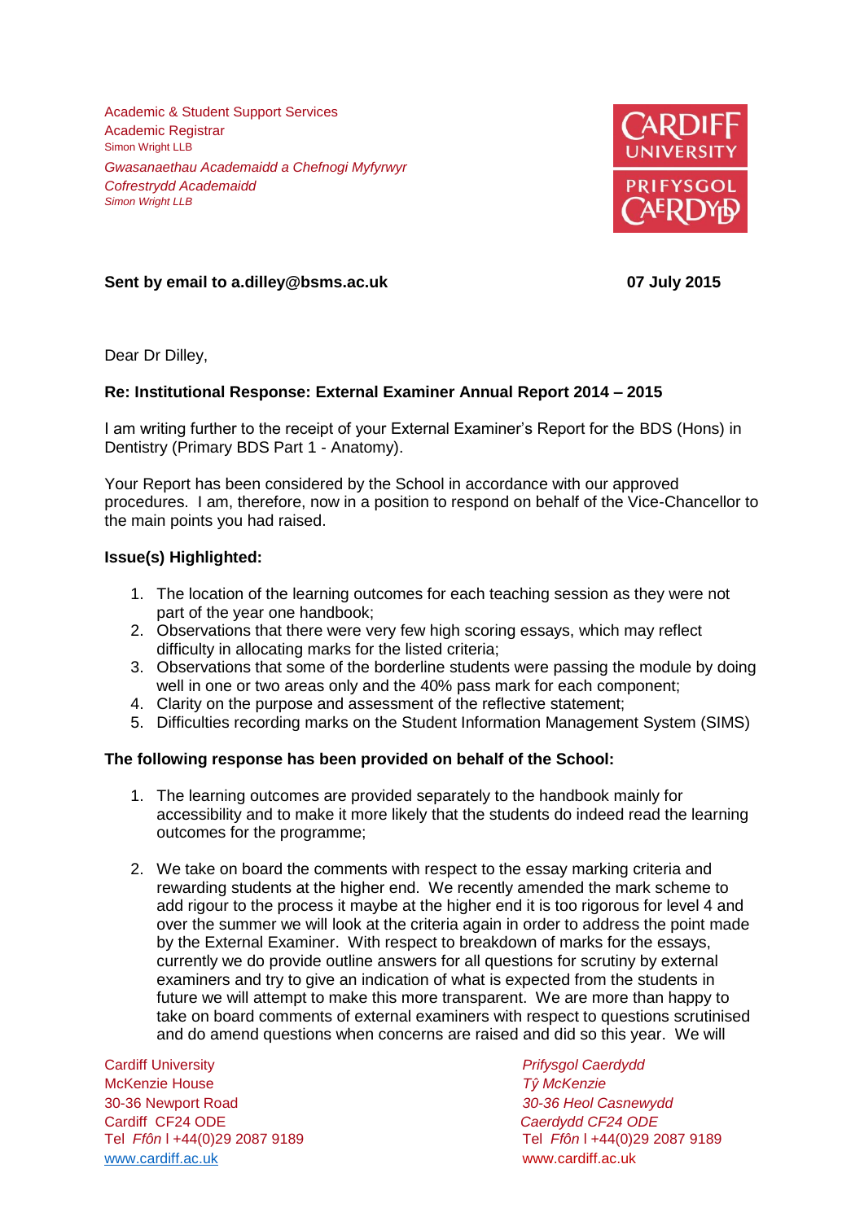Academic & Student Support Services
Academic Registrar
Simon Wright LLB

*Gwasanaethau Academaidd a Chefnogi Myfyrwyr*
*Cofrestrydd Academaidd*
*Simon Wright LLB*

**Sent by email to a.dilley@bsms.ac.uk** **07 July 2015**

Dear Dr Dilley,

**Re: Institutional Response: External Examiner Annual Report 2014 – 2015**

I am writing further to the receipt of your External Examiner's Report for the BDS (Hons) in Dentistry (Primary BDS Part 1 - Anatomy).

Your Report has been considered by the School in accordance with our approved procedures. I am, therefore, now in a position to respond on behalf of the Vice-Chancellor to the main points you had raised.

**Issue(s) Highlighted:**

1. The location of the learning outcomes for each teaching session as they were not part of the year one handbook;
2. Observations that there were very few high scoring essays, which may reflect difficulty in allocating marks for the listed criteria;
3. Observations that some of the borderline students were passing the module by doing well in one or two areas only and the 40% pass mark for each component;
4. Clarity on the purpose and assessment of the reflective statement;
5. Difficulties recording marks on the Student Information Management System (SIMS)

**The following response has been provided on behalf of the School:**

1. The learning outcomes are provided separately to the handbook mainly for accessibility and to make it more likely that the students do indeed read the learning outcomes for the programme;

2. We take on board the comments with respect to the essay marking criteria and rewarding students at the higher end. We recently amended the mark scheme to add rigour to the process it maybe at the higher end it is too rigorous for level 4 and over the summer we will look at the criteria again in order to address the point made by the External Examiner. With respect to breakdown of marks for the essays, currently we do provide outline answers for all questions for scrutiny by external examiners and try to give an indication of what is expected from the students in future we will attempt to make this more transparent. We are more than happy to take on board comments of external examiners with respect to questions scrutinised and do amend questions when concerns are raised and did so this year. We will

Cardiff University
McKenzie House
30-36 Newport Road
Cardiff CF24 ODE
Tel *Ffôn* l +44(0)29 2087 9189
www.cardiff.ac.uk

*Prifysgol Caerdydd*
*Tŷ McKenzie*
*30-36 Heol Casnewydd*
*Caerdydd CF24 ODE*
Tel *Ffôn* l +44(0)29 2087 9189
www.cardiff.ac.uk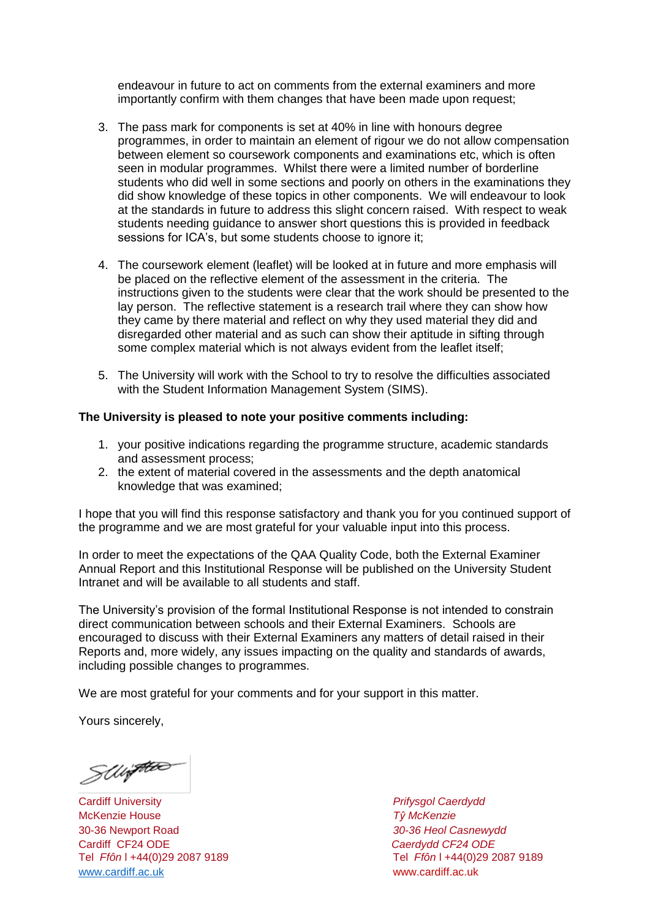endeavour in future to act on comments from the external examiners and more importantly confirm with them changes that have been made upon request;

3. The pass mark for components is set at 40% in line with honours degree programmes, in order to maintain an element of rigour we do not allow compensation between element so coursework components and examinations etc, which is often seen in modular programmes. Whilst there were a limited number of borderline students who did well in some sections and poorly on others in the examinations they did show knowledge of these topics in other components. We will endeavour to look at the standards in future to address this slight concern raised. With respect to weak students needing guidance to answer short questions this is provided in feedback sessions for ICA's, but some students choose to ignore it;

4. The coursework element (leaflet) will be looked at in future and more emphasis will be placed on the reflective element of the assessment in the criteria. The instructions given to the students were clear that the work should be presented to the lay person. The reflective statement is a research trail where they can show how they came by there material and reflect on why they used material they did and disregarded other material and as such can show their aptitude in sifting through some complex material which is not always evident from the leaflet itself;

5. The University will work with the School to try to resolve the difficulties associated with the Student Information Management System (SIMS).

**The University is pleased to note your positive comments including:**

1. your positive indications regarding the programme structure, academic standards and assessment process;
2. the extent of material covered in the assessments and the depth anatomical knowledge that was examined;

I hope that you will find this response satisfactory and thank you for you continued support of the programme and we are most grateful for your valuable input into this process.

In order to meet the expectations of the QAA Quality Code, both the External Examiner Annual Report and this Institutional Response will be published on the University Student Intranet and will be available to all students and staff.

The University's provision of the formal Institutional Response is not intended to constrain direct communication between schools and their External Examiners. Schools are encouraged to discuss with their External Examiners any matters of detail raised in their Reports and, more widely, any issues impacting on the quality and standards of awards, including possible changes to programmes.

We are most grateful for your comments and for your support in this matter.

Yours sincerely,

Cardiff University
McKenzie House
30-36 Newport Road
Cardiff CF24 ODE
Tel *Ffôn* l +44(0)29 2087 9189
www.cardiff.ac.uk

*Prifysgol Caerdydd*
*Tŷ McKenzie*
*30-36 Heol Casnewydd*
*Caerdydd CF24 ODE*
Tel *Ffôn* l +44(0)29 2087 9189
www.cardiff.ac.uk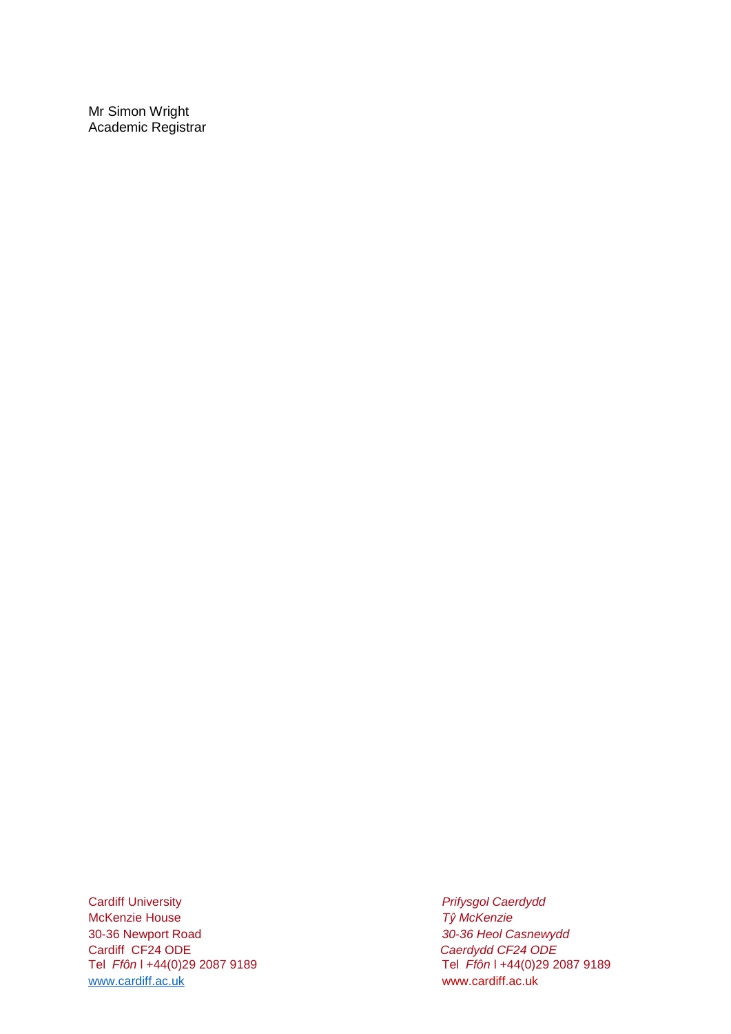Mr Simon Wright
Academic Registrar

Cardiff University
McKenzie House
30-36 Newport Road
Cardiff CF24 ODE
Tel *Ffôn* l +44(0)29 2087 9189
www.cardiff.ac.uk

*Prifysgol Caerdydd*
*Tŷ McKenzie*
*30-36 Heol Casnewydd*
*Caerdydd CF24 ODE*
Tel *Ffôn* l +44(0)29 2087 9189
www.cardiff.ac.uk